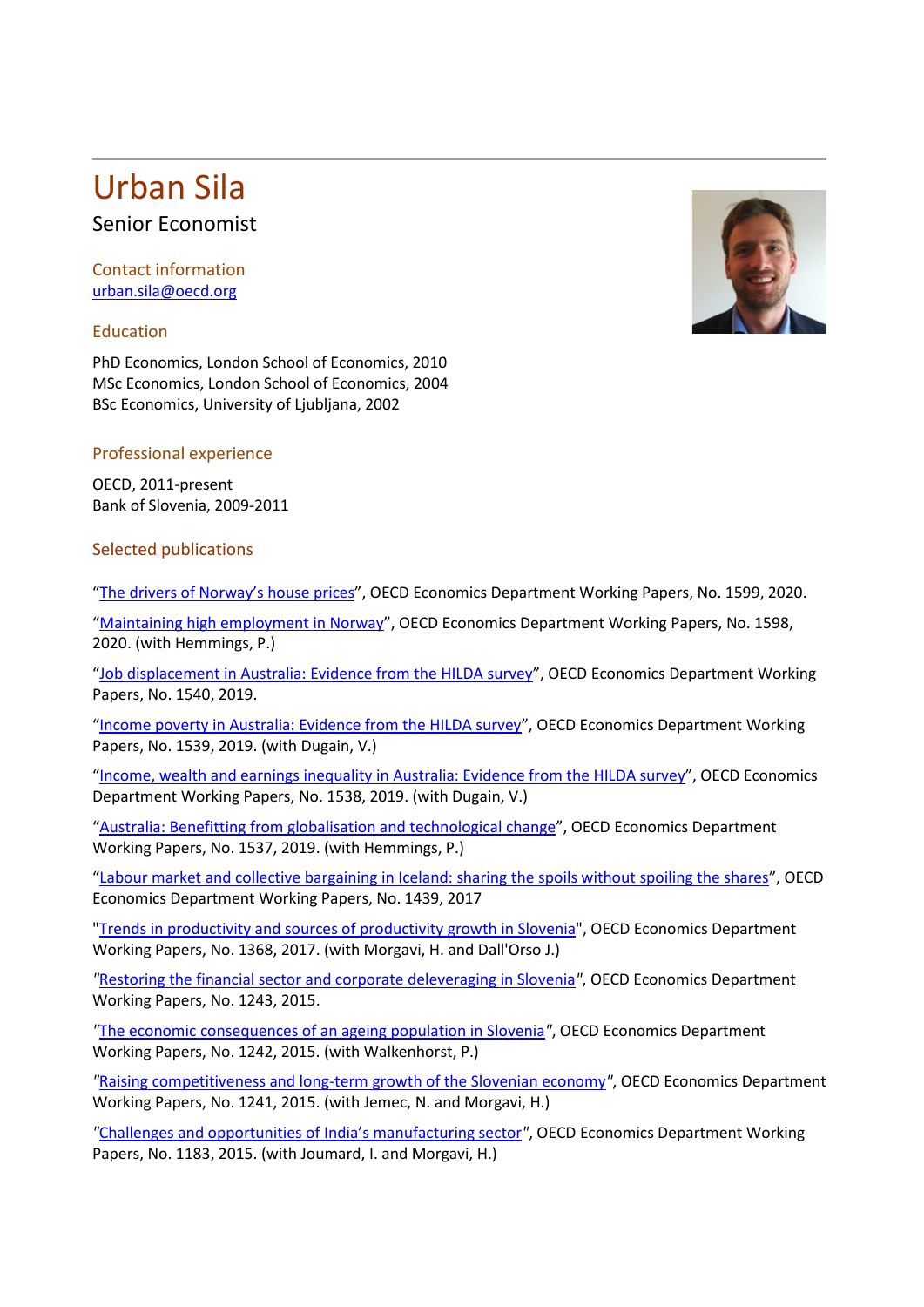# Urban Sila

Senior Economist

## Contact information

urban.sila@oecd.org

## Education

PhD Economics, London School of Economics, 2010
MSc Economics, London School of Economics, 2004
BSc Economics, University of Ljubljana, 2002

## Professional experience

OECD, 2011-present
Bank of Slovenia, 2009-2011

## Selected publications

"The drivers of Norway's house prices", OECD Economics Department Working Papers, No. 1599, 2020.

"Maintaining high employment in Norway", OECD Economics Department Working Papers, No. 1598, 2020. (with Hemmings, P.)

"Job displacement in Australia: Evidence from the HILDA survey", OECD Economics Department Working Papers, No. 1540, 2019.

"Income poverty in Australia: Evidence from the HILDA survey", OECD Economics Department Working Papers, No. 1539, 2019. (with Dugain, V.)

"Income, wealth and earnings inequality in Australia: Evidence from the HILDA survey", OECD Economics Department Working Papers, No. 1538, 2019. (with Dugain, V.)

"Australia: Benefitting from globalisation and technological change", OECD Economics Department Working Papers, No. 1537, 2019. (with Hemmings, P.)

"Labour market and collective bargaining in Iceland: sharing the spoils without spoiling the shares", OECD Economics Department Working Papers, No. 1439, 2017

"Trends in productivity and sources of productivity growth in Slovenia", OECD Economics Department Working Papers, No. 1368, 2017. (with Morgavi, H. and Dall'Orso J.)

"Restoring the financial sector and corporate deleveraging in Slovenia", OECD Economics Department Working Papers, No. 1243, 2015.

"The economic consequences of an ageing population in Slovenia", OECD Economics Department Working Papers, No. 1242, 2015. (with Walkenhorst, P.)

"Raising competitiveness and long-term growth of the Slovenian economy", OECD Economics Department Working Papers, No. 1241, 2015. (with Jemec, N. and Morgavi, H.)

"Challenges and opportunities of India's manufacturing sector", OECD Economics Department Working Papers, No. 1183, 2015. (with Joumard, I. and Morgavi, H.)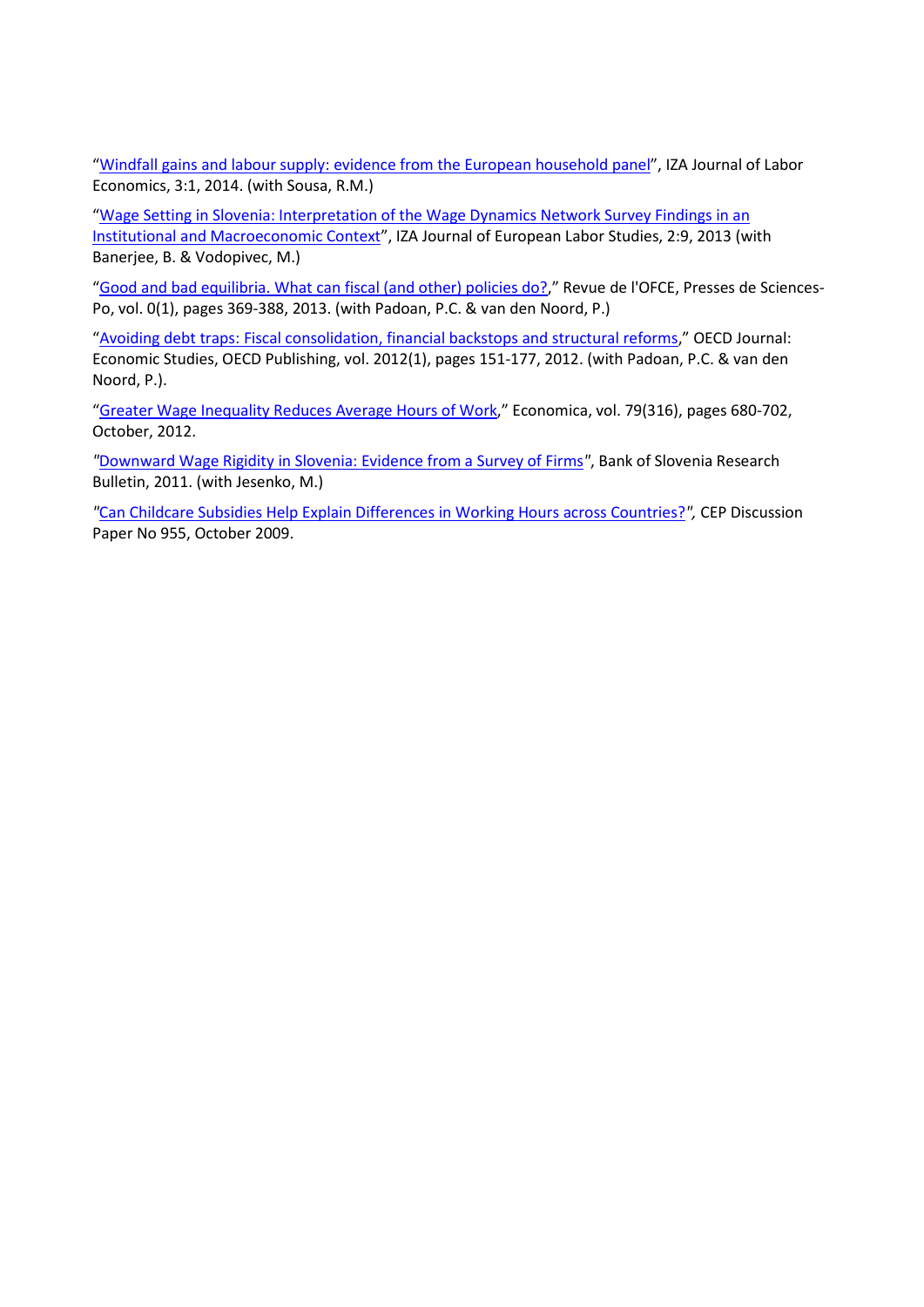"Windfall gains and labour supply: evidence from the European household panel", IZA Journal of Labor Economics, 3:1, 2014. (with Sousa, R.M.)

"Wage Setting in Slovenia: Interpretation of the Wage Dynamics Network Survey Findings in an Institutional and Macroeconomic Context", IZA Journal of European Labor Studies, 2:9, 2013 (with Banerjee, B. & Vodopivec, M.)

"Good and bad equilibria. What can fiscal (and other) policies do?," Revue de l'OFCE, Presses de Sciences-Po, vol. 0(1), pages 369-388, 2013. (with Padoan, P.C. & van den Noord, P.)

"Avoiding debt traps: Fiscal consolidation, financial backstops and structural reforms," OECD Journal: Economic Studies, OECD Publishing, vol. 2012(1), pages 151-177, 2012. (with Padoan, P.C. & van den Noord, P.).

"Greater Wage Inequality Reduces Average Hours of Work," Economica, vol. 79(316), pages 680-702, October, 2012.

"Downward Wage Rigidity in Slovenia: Evidence from a Survey of Firms", Bank of Slovenia Research Bulletin, 2011. (with Jesenko, M.)

"Can Childcare Subsidies Help Explain Differences in Working Hours across Countries?", CEP Discussion Paper No 955, October 2009.